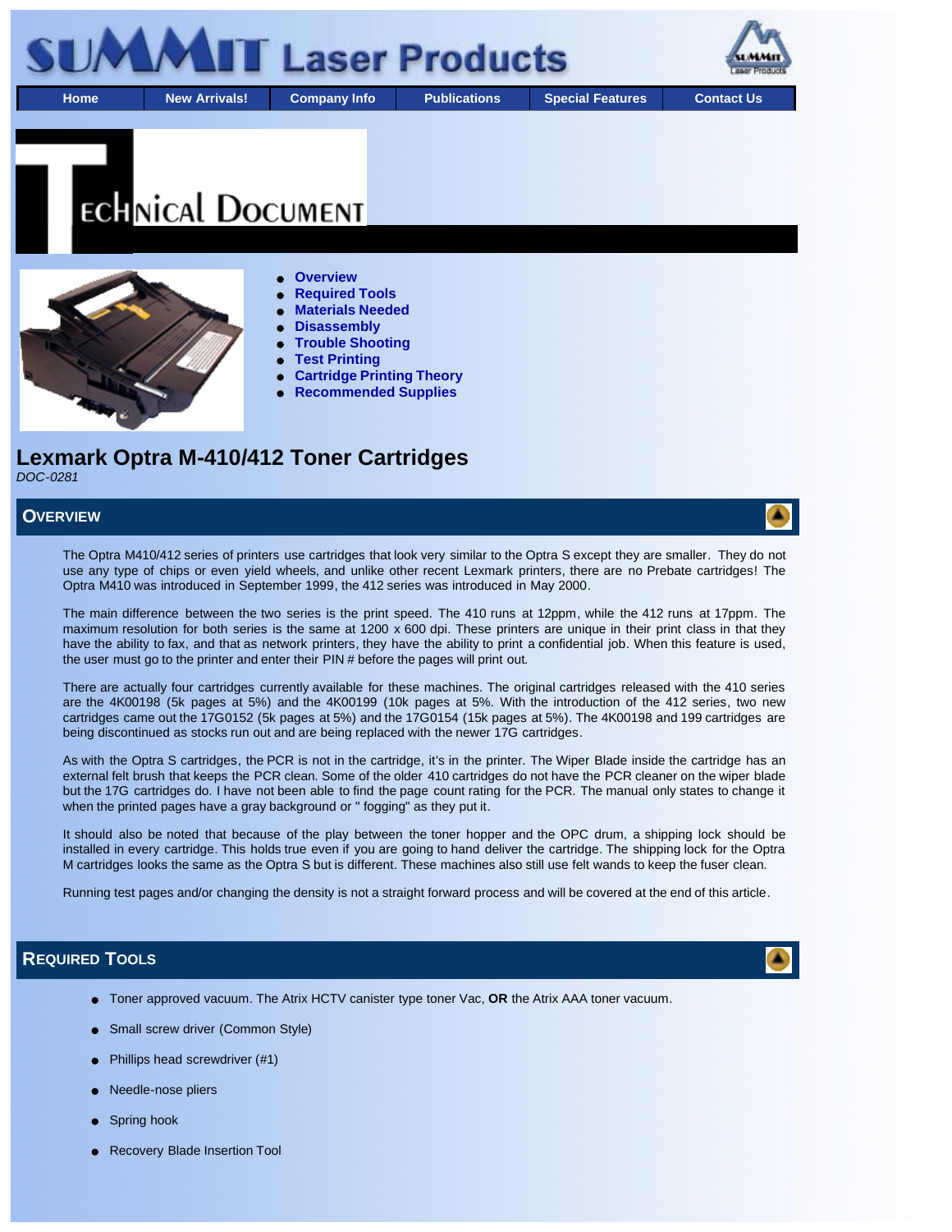# SUMMIT Laser Products

Home | New Arrivals! | Company Info | Publications | Special Features | Contact Us

## Technical Document

- Overview
- Required Tools
- Materials Needed
- Disassembly
- Trouble Shooting
- Test Printing
- Cartridge Printing Theory
- Recommended Supplies

# Lexmark Optra M-410/412 Toner Cartridges

*DOC-0281*

## Overview

The Optra M410/412 series of printers use cartridges that look very similar to the Optra S except they are smaller. They do not use any type of chips or even yield wheels, and unlike other recent Lexmark printers, there are no Prebate cartridges! The Optra M410 was introduced in September 1999, the 412 series was introduced in May 2000.

The main difference between the two series is the print speed. The 410 runs at 12ppm, while the 412 runs at 17ppm. The maximum resolution for both series is the same at 1200 x 600 dpi. These printers are unique in their print class in that they have the ability to fax, and that as network printers, they have the ability to print a confidential job. When this feature is used, the user must go to the printer and enter their PIN # before the pages will print out.

There are actually four cartridges currently available for these machines. The original cartridges released with the 410 series are the 4K00198 (5k pages at 5%) and the 4K00199 (10k pages at 5%. With the introduction of the 412 series, two new cartridges came out the 17G0152 (5k pages at 5%) and the 17G0154 (15k pages at 5%). The 4K00198 and 199 cartridges are being discontinued as stocks run out and are being replaced with the newer 17G cartridges.

As with the Optra S cartridges, the PCR is not in the cartridge, it's in the printer. The Wiper Blade inside the cartridge has an external felt brush that keeps the PCR clean. Some of the older 410 cartridges do not have the PCR cleaner on the wiper blade but the 17G cartridges do. I have not been able to find the page count rating for the PCR. The manual only states to change it when the printed pages have a gray background or " fogging" as they put it.

It should also be noted that because of the play between the toner hopper and the OPC drum, a shipping lock should be installed in every cartridge. This holds true even if you are going to hand deliver the cartridge. The shipping lock for the Optra M cartridges looks the same as the Optra S but is different. These machines also still use felt wands to keep the fuser clean.

Running test pages and/or changing the density is not a straight forward process and will be covered at the end of this article.

## Required Tools

- Toner approved vacuum. The Atrix HCTV canister type toner Vac, **OR** the Atrix AAA toner vacuum.
- Small screw driver (Common Style)
- Phillips head screwdriver (#1)
- Needle-nose pliers
- Spring hook
- Recovery Blade Insertion Tool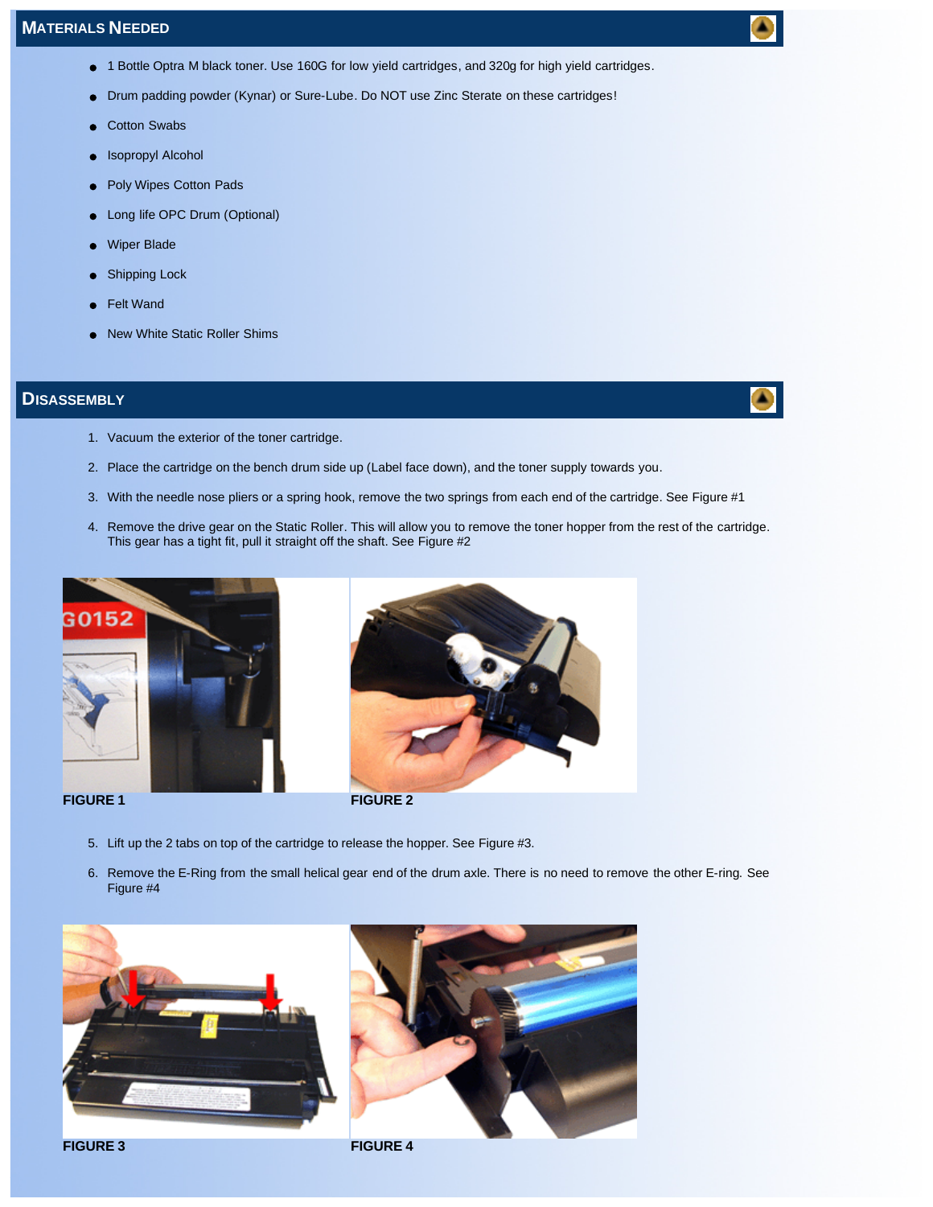## Materials Needed

- 1 Bottle Optra M black toner. Use 160G for low yield cartridges, and 320g for high yield cartridges.
- Drum padding powder (Kynar) or Sure-Lube. Do NOT use Zinc Sterate on these cartridges!
- Cotton Swabs
- Isopropyl Alcohol
- Poly Wipes Cotton Pads
- Long life OPC Drum (Optional)
- Wiper Blade
- Shipping Lock
- Felt Wand
- New White Static Roller Shims

## Disassembly

1. Vacuum the exterior of the toner cartridge.
2. Place the cartridge on the bench drum side up (Label face down), and the toner supply towards you.
3. With the needle nose pliers or a spring hook, remove the two springs from each end of the cartridge. See Figure #1
4. Remove the drive gear on the Static Roller. This will allow you to remove the toner hopper from the rest of the cartridge. This gear has a tight fit, pull it straight off the shaft. See Figure #2

**FIGURE 1**

**FIGURE 2**

5. Lift up the 2 tabs on top of the cartridge to release the hopper. See Figure #3.
6. Remove the E-Ring from the small helical gear end of the drum axle. There is no need to remove the other E-ring. See Figure #4

**FIGURE 3**

**FIGURE 4**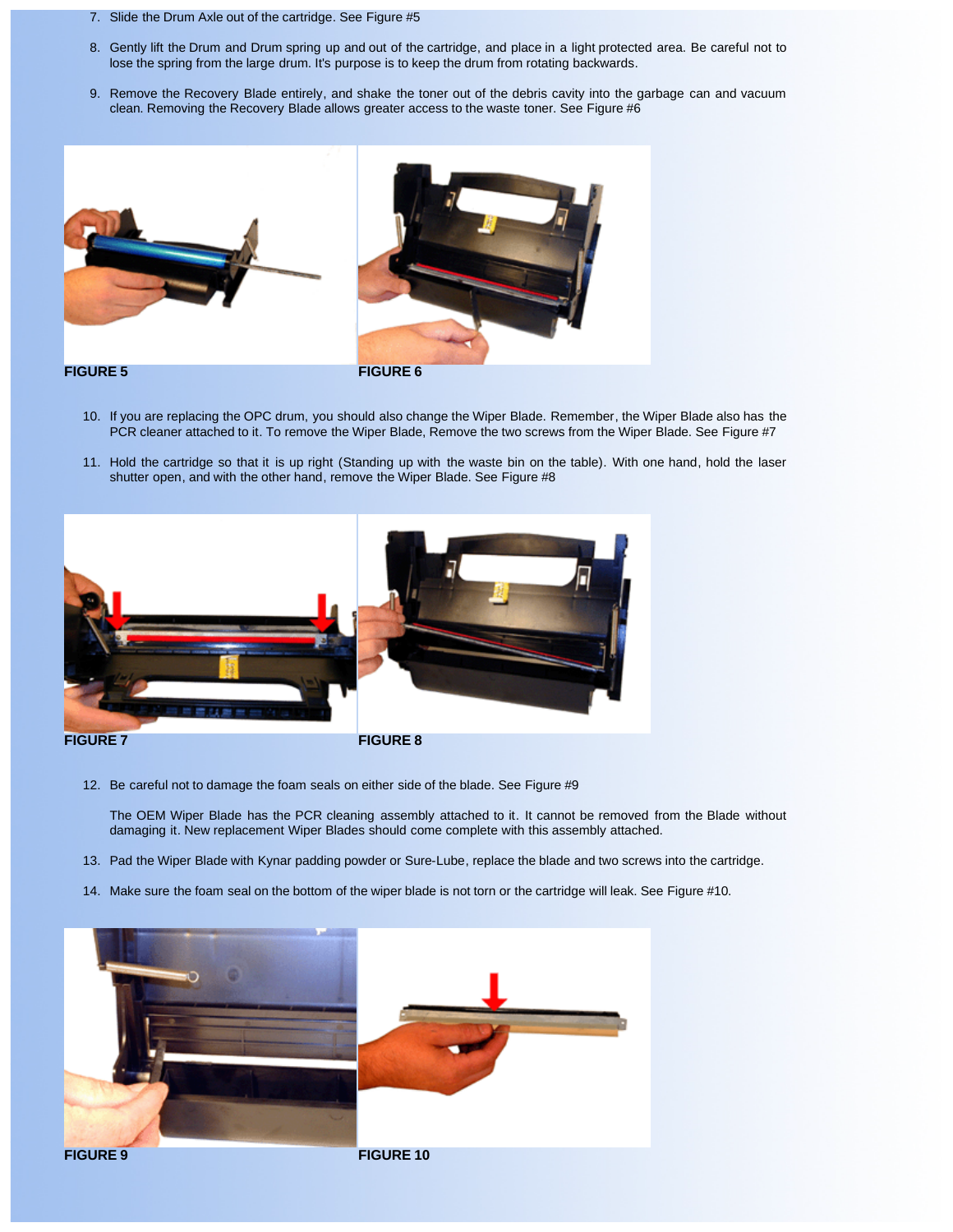7. Slide the Drum Axle out of the cartridge. See Figure #5

8. Gently lift the Drum and Drum spring up and out of the cartridge, and place in a light protected area. Be careful not to lose the spring from the large drum. It's purpose is to keep the drum from rotating backwards.

9. Remove the Recovery Blade entirely, and shake the toner out of the debris cavity into the garbage can and vacuum clean. Removing the Recovery Blade allows greater access to the waste toner. See Figure #6

**FIGURE 5**

**FIGURE 6**

10. If you are replacing the OPC drum, you should also change the Wiper Blade. Remember, the Wiper Blade also has the PCR cleaner attached to it. To remove the Wiper Blade, Remove the two screws from the Wiper Blade. See Figure #7

11. Hold the cartridge so that it is up right (Standing up with the waste bin on the table). With one hand, hold the laser shutter open, and with the other hand, remove the Wiper Blade. See Figure #8

**FIGURE 7**

**FIGURE 8**

12. Be careful not to damage the foam seals on either side of the blade. See Figure #9

    The OEM Wiper Blade has the PCR cleaning assembly attached to it. It cannot be removed from the Blade without damaging it. New replacement Wiper Blades should come complete with this assembly attached.

13. Pad the Wiper Blade with Kynar padding powder or Sure-Lube, replace the blade and two screws into the cartridge.

14. Make sure the foam seal on the bottom of the wiper blade is not torn or the cartridge will leak. See Figure #10.

**FIGURE 9**

**FIGURE 10**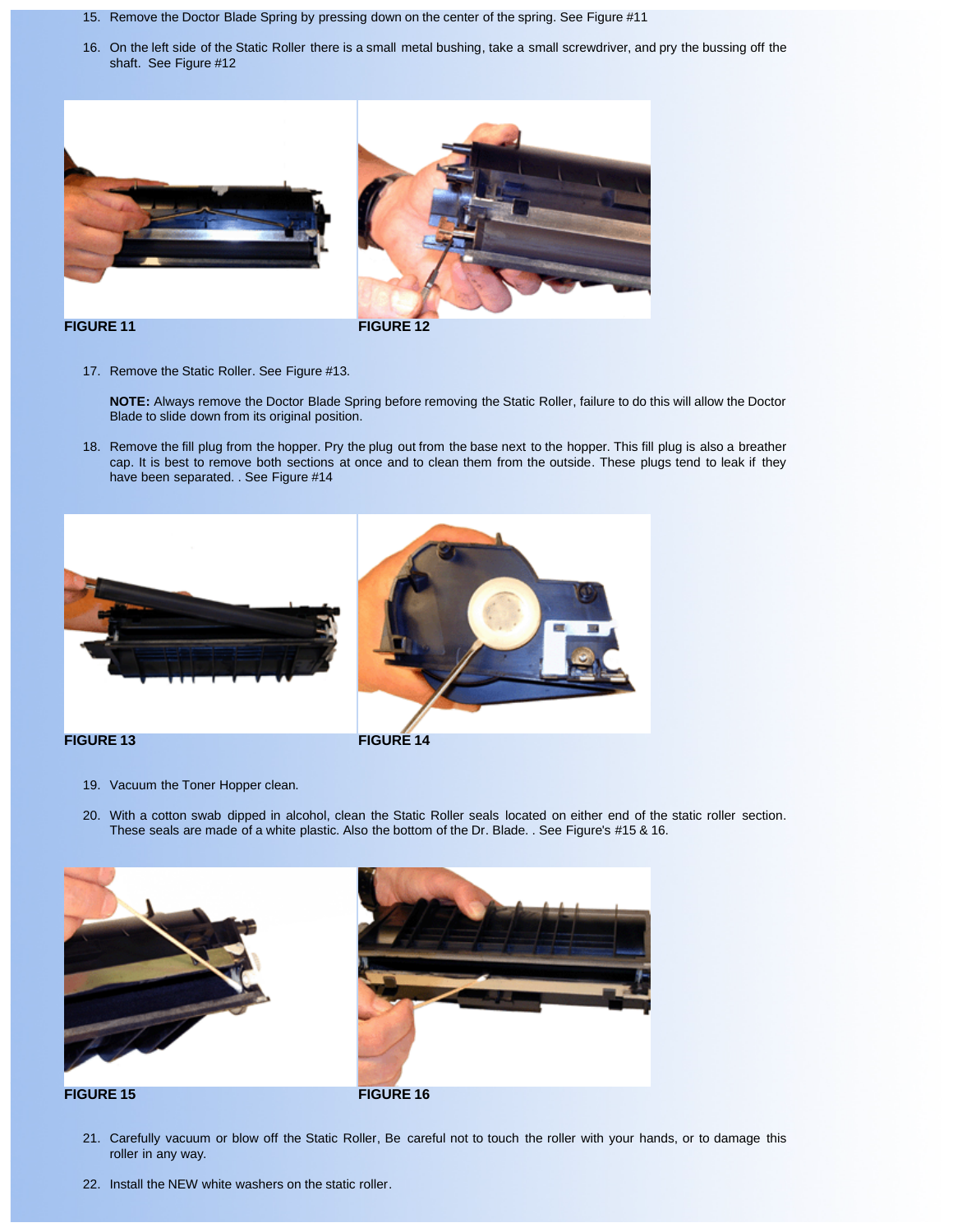15. Remove the Doctor Blade Spring by pressing down on the center of the spring. See Figure #11

16. On the left side of the Static Roller there is a small metal bushing, take a small screwdriver, and pry the bussing off the shaft. See Figure #12

**FIGURE 11**

**FIGURE 12**

17. Remove the Static Roller. See Figure #13.

    **NOTE:** Always remove the Doctor Blade Spring before removing the Static Roller, failure to do this will allow the Doctor Blade to slide down from its original position.

18. Remove the fill plug from the hopper. Pry the plug out from the base next to the hopper. This fill plug is also a breather cap. It is best to remove both sections at once and to clean them from the outside. These plugs tend to leak if they have been separated. . See Figure #14

**FIGURE 13**

**FIGURE 14**

19. Vacuum the Toner Hopper clean.

20. With a cotton swab dipped in alcohol, clean the Static Roller seals located on either end of the static roller section. These seals are made of a white plastic. Also the bottom of the Dr. Blade. . See Figure's #15 & 16.

**FIGURE 15**

**FIGURE 16**

21. Carefully vacuum or blow off the Static Roller, Be careful not to touch the roller with your hands, or to damage this roller in any way.

22. Install the NEW white washers on the static roller.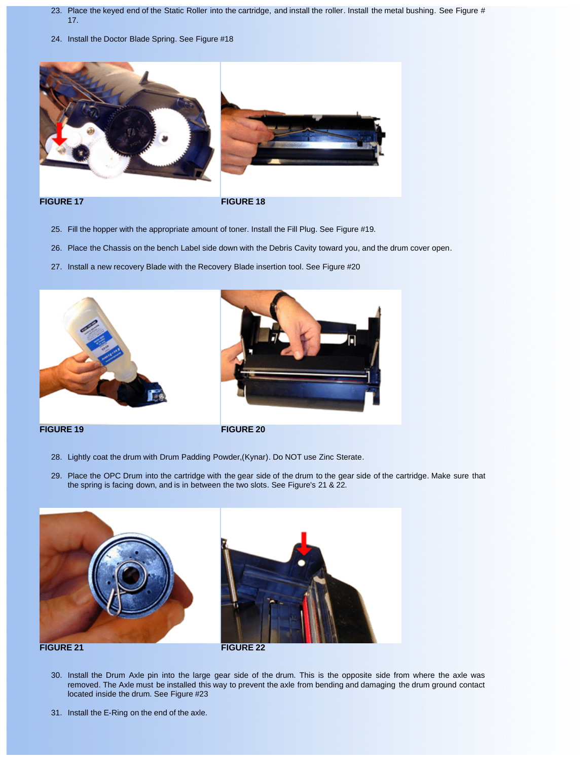23. Place the keyed end of the Static Roller into the cartridge, and install the roller. Install the metal bushing. See Figure # 17.

24. Install the Doctor Blade Spring. See Figure #18

**FIGURE 17**

**FIGURE 18**

25. Fill the hopper with the appropriate amount of toner. Install the Fill Plug. See Figure #19.

26. Place the Chassis on the bench Label side down with the Debris Cavity toward you, and the drum cover open.

27. Install a new recovery Blade with the Recovery Blade insertion tool. See Figure #20

**FIGURE 19**

**FIGURE 20**

28. Lightly coat the drum with Drum Padding Powder,(Kynar). Do NOT use Zinc Sterate.

29. Place the OPC Drum into the cartridge with the gear side of the drum to the gear side of the cartridge. Make sure that the spring is facing down, and is in between the two slots. See Figure's 21 & 22.

**FIGURE 21**

**FIGURE 22**

30. Install the Drum Axle pin into the large gear side of the drum. This is the opposite side from where the axle was removed. The Axle must be installed this way to prevent the axle from bending and damaging the drum ground contact located inside the drum. See Figure #23

31. Install the E-Ring on the end of the axle.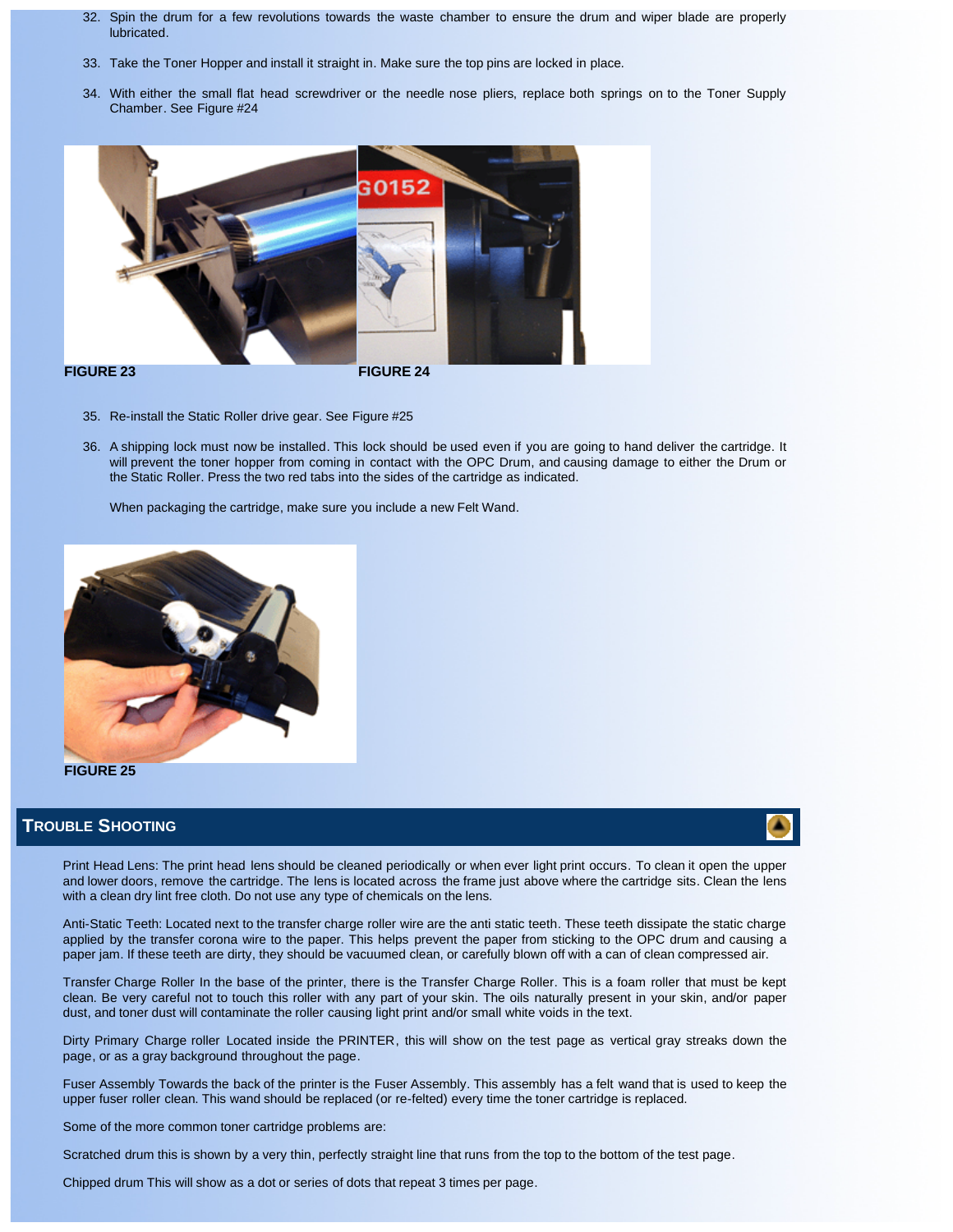32. Spin the drum for a few revolutions towards the waste chamber to ensure the drum and wiper blade are properly lubricated.

33. Take the Toner Hopper and install it straight in. Make sure the top pins are locked in place.

34. With either the small flat head screwdriver or the needle nose pliers, replace both springs on to the Toner Supply Chamber. See Figure #24

**FIGURE 23**

**FIGURE 24**

35. Re-install the Static Roller drive gear. See Figure #25

36. A shipping lock must now be installed. This lock should be used even if you are going to hand deliver the cartridge. It will prevent the toner hopper from coming in contact with the OPC Drum, and causing damage to either the Drum or the Static Roller. Press the two red tabs into the sides of the cartridge as indicated.

    When packaging the cartridge, make sure you include a new Felt Wand.

**FIGURE 25**

## TROUBLE SHOOTING

Print Head Lens: The print head lens should be cleaned periodically or when ever light print occurs. To clean it open the upper and lower doors, remove the cartridge. The lens is located across the frame just above where the cartridge sits. Clean the lens with a clean dry lint free cloth. Do not use any type of chemicals on the lens.

Anti-Static Teeth: Located next to the transfer charge roller wire are the anti static teeth. These teeth dissipate the static charge applied by the transfer corona wire to the paper. This helps prevent the paper from sticking to the OPC drum and causing a paper jam. If these teeth are dirty, they should be vacuumed clean, or carefully blown off with a can of clean compressed air.

Transfer Charge Roller In the base of the printer, there is the Transfer Charge Roller. This is a foam roller that must be kept clean. Be very careful not to touch this roller with any part of your skin. The oils naturally present in your skin, and/or paper dust, and toner dust will contaminate the roller causing light print and/or small white voids in the text.

Dirty Primary Charge roller Located inside the PRINTER, this will show on the test page as vertical gray streaks down the page, or as a gray background throughout the page.

Fuser Assembly Towards the back of the printer is the Fuser Assembly. This assembly has a felt wand that is used to keep the upper fuser roller clean. This wand should be replaced (or re-felted) every time the toner cartridge is replaced.

Some of the more common toner cartridge problems are:

Scratched drum this is shown by a very thin, perfectly straight line that runs from the top to the bottom of the test page.

Chipped drum This will show as a dot or series of dots that repeat 3 times per page.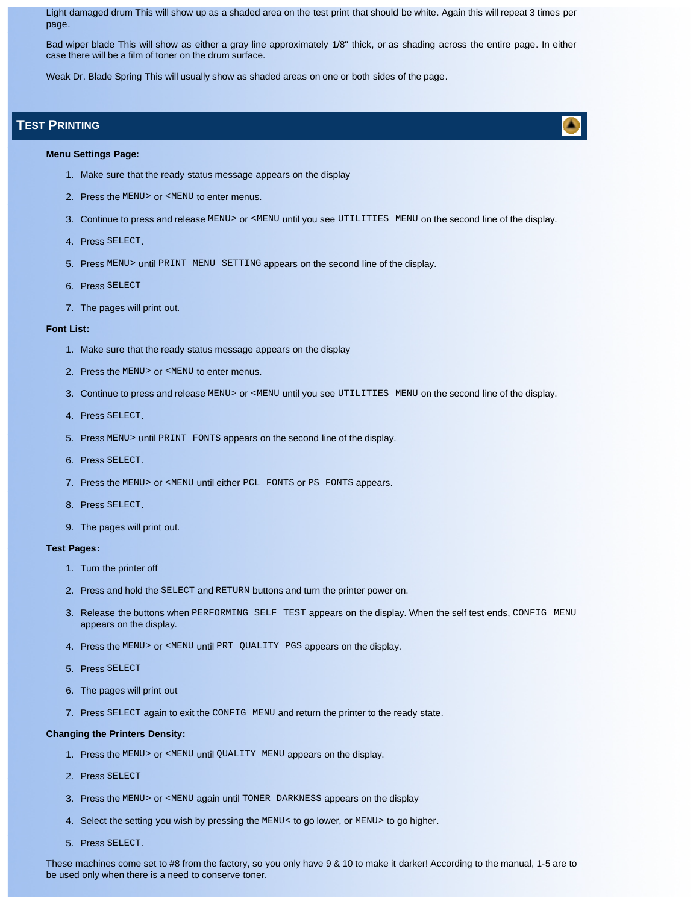Light damaged drum This will show up as a shaded area on the test print that should be white. Again this will repeat 3 times per page.

Bad wiper blade This will show as either a gray line approximately 1/8" thick, or as shading across the entire page. In either case there will be a film of toner on the drum surface.

Weak Dr. Blade Spring This will usually show as shaded areas on one or both sides of the page.

## Test Printing

**Menu Settings Page:**

1. Make sure that the ready status message appears on the display
2. Press the `MENU>` or `<MENU` to enter menus.
3. Continue to press and release `MENU>` or `<MENU` until you see `UTILITIES MENU` on the second line of the display.
4. Press `SELECT`.
5. Press `MENU>` until `PRINT MENU SETTING` appears on the second line of the display.
6. Press `SELECT`
7. The pages will print out.

**Font List:**

1. Make sure that the ready status message appears on the display
2. Press the `MENU>` or `<MENU` to enter menus.
3. Continue to press and release `MENU>` or `<MENU` until you see `UTILITIES MENU` on the second line of the display.
4. Press `SELECT`.
5. Press `MENU>` until `PRINT FONTS` appears on the second line of the display.
6. Press `SELECT`.
7. Press the `MENU>` or `<MENU` until either `PCL FONTS` or `PS FONTS` appears.
8. Press `SELECT`.
9. The pages will print out.

**Test Pages:**

1. Turn the printer off
2. Press and hold the `SELECT` and `RETURN` buttons and turn the printer power on.
3. Release the buttons when `PERFORMING SELF TEST` appears on the display. When the self test ends, `CONFIG MENU` appears on the display.
4. Press the `MENU>` or `<MENU` until `PRT QUALITY PGS` appears on the display.
5. Press `SELECT`
6. The pages will print out
7. Press `SELECT` again to exit the `CONFIG MENU` and return the printer to the ready state.

**Changing the Printers Density:**

1. Press the `MENU>` or `<MENU` until `QUALITY MENU` appears on the display.
2. Press `SELECT`
3. Press the `MENU>` or `<MENU` again until `TONER DARKNESS` appears on the display
4. Select the setting you wish by pressing the `MENU<` to go lower, or `MENU>` to go higher.
5. Press `SELECT`.

These machines come set to #8 from the factory, so you only have 9 & 10 to make it darker! According to the manual, 1-5 are to be used only when there is a need to conserve toner.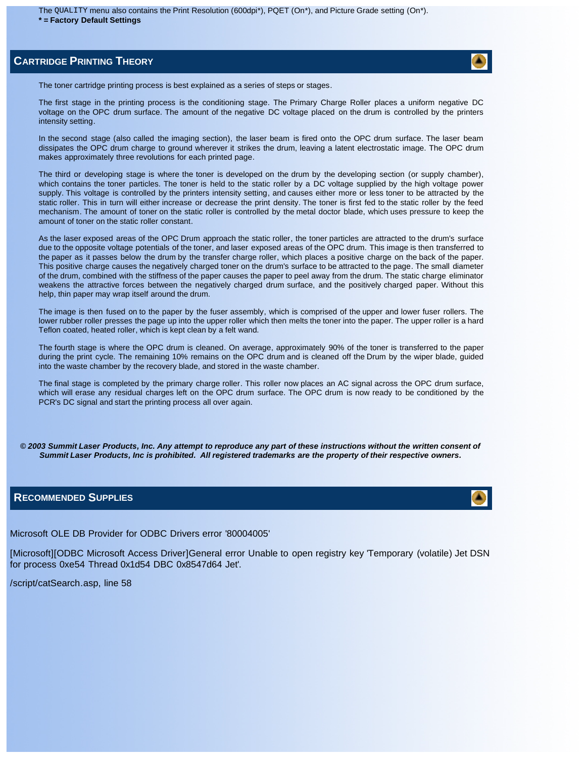The QUALITY menu also contains the Print Resolution (600dpi*), PQET (On*), and Picture Grade setting (On*).

**\* = Factory Default Settings**

## CARTRIDGE PRINTING THEORY

The toner cartridge printing process is best explained as a series of steps or stages.

The first stage in the printing process is the conditioning stage. The Primary Charge Roller places a uniform negative DC voltage on the OPC drum surface. The amount of the negative DC voltage placed on the drum is controlled by the printers intensity setting.

In the second stage (also called the imaging section), the laser beam is fired onto the OPC drum surface. The laser beam dissipates the OPC drum charge to ground wherever it strikes the drum, leaving a latent electrostatic image. The OPC drum makes approximately three revolutions for each printed page.

The third or developing stage is where the toner is developed on the drum by the developing section (or supply chamber), which contains the toner particles. The toner is held to the static roller by a DC voltage supplied by the high voltage power supply. This voltage is controlled by the printers intensity setting, and causes either more or less toner to be attracted by the static roller. This in turn will either increase or decrease the print density. The toner is first fed to the static roller by the feed mechanism. The amount of toner on the static roller is controlled by the metal doctor blade, which uses pressure to keep the amount of toner on the static roller constant.

As the laser exposed areas of the OPC Drum approach the static roller, the toner particles are attracted to the drum's surface due to the opposite voltage potentials of the toner, and laser exposed areas of the OPC drum. This image is then transferred to the paper as it passes below the drum by the transfer charge roller, which places a positive charge on the back of the paper. This positive charge causes the negatively charged toner on the drum's surface to be attracted to the page. The small diameter of the drum, combined with the stiffness of the paper causes the paper to peel away from the drum. The static charge eliminator weakens the attractive forces between the negatively charged drum surface, and the positively charged paper. Without this help, thin paper may wrap itself around the drum.

The image is then fused on to the paper by the fuser assembly, which is comprised of the upper and lower fuser rollers. The lower rubber roller presses the page up into the upper roller which then melts the toner into the paper. The upper roller is a hard Teflon coated, heated roller, which is kept clean by a felt wand.

The fourth stage is where the OPC drum is cleaned. On average, approximately 90% of the toner is transferred to the paper during the print cycle. The remaining 10% remains on the OPC drum and is cleaned off the Drum by the wiper blade, guided into the waste chamber by the recovery blade, and stored in the waste chamber.

The final stage is completed by the primary charge roller. This roller now places an AC signal across the OPC drum surface, which will erase any residual charges left on the OPC drum surface. The OPC drum is now ready to be conditioned by the PCR's DC signal and start the printing process all over again.

***© 2003 Summit Laser Products, Inc. Any attempt to reproduce any part of these instructions without the written consent of Summit Laser Products, Inc is prohibited. All registered trademarks are the property of their respective owners.***

## RECOMMENDED SUPPLIES

Microsoft OLE DB Provider for ODBC Drivers error '80004005'

[Microsoft][ODBC Microsoft Access Driver]General error Unable to open registry key 'Temporary (volatile) Jet DSN for process 0xe54 Thread 0x1d54 DBC 0x8547d64 Jet'.

/script/catSearch.asp, line 58